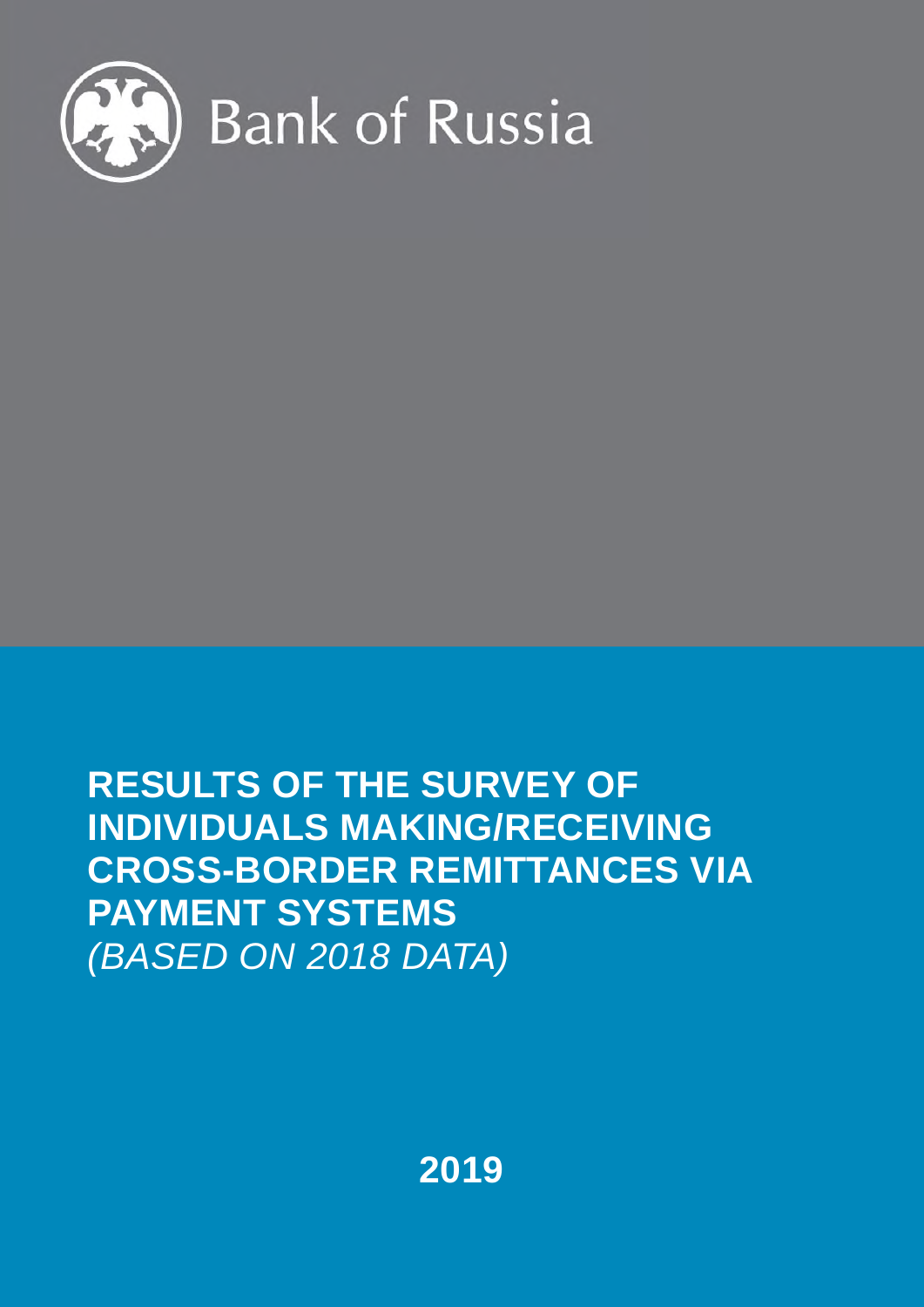Bank of Russia

# RESULTS OF THE SURVEY OF INDIVIDUALS MAKING/RECEIVING CROSS-BORDER REMITTANCES VIA PAYMENT SYSTEMS

*(BASED ON 2018 DATA)*

2019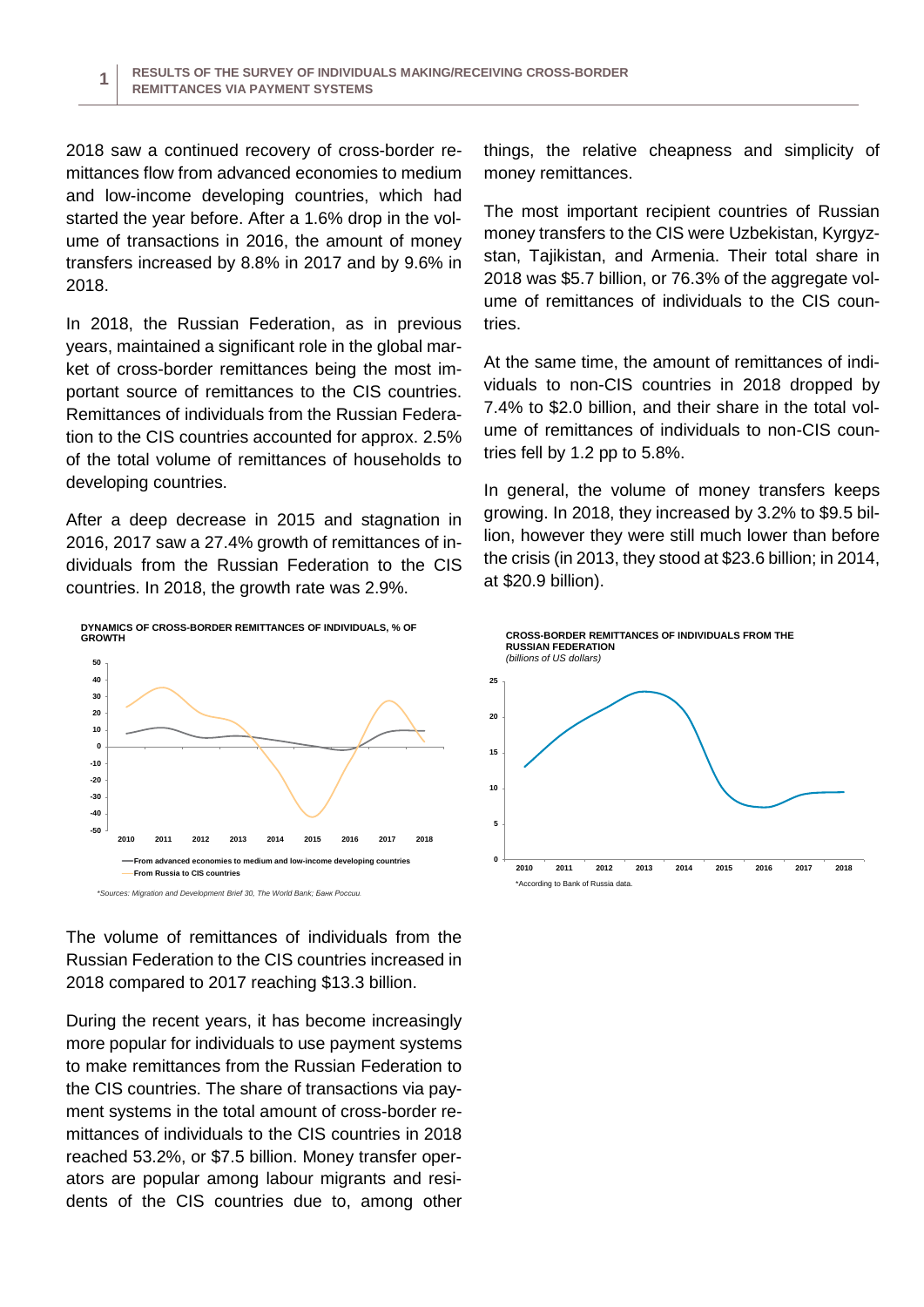2018 saw a continued recovery of cross-border remittances flow from advanced economies to medium and low-income developing countries, which had started the year before. After a 1.6% drop in the volume of transactions in 2016, the amount of money transfers increased by 8.8% in 2017 and by 9.6% in 2018.

In 2018, the Russian Federation, as in previous years, maintained a significant role in the global market of cross-border remittances being the most important source of remittances to the CIS countries. Remittances of individuals from the Russian Federation to the CIS countries accounted for approx. 2.5% of the total volume of remittances of households to developing countries.

After a deep decrease in 2015 and stagnation in 2016, 2017 saw a 27.4% growth of remittances of individuals from the Russian Federation to the CIS countries. In 2018, the growth rate was 2.9%.

**DYNAMICS OF CROSS-BORDER REMITTANCES OF INDIVIDUALS, % OF GROWTH**

— From advanced economies to medium and low-income developing countries
— From Russia to CIS countries

*\*Sources: Migration and Development Brief 30, The World Bank; Банк России.*

The volume of remittances of individuals from the Russian Federation to the CIS countries increased in 2018 compared to 2017 reaching $13.3 billion.

During the recent years, it has become increasingly more popular for individuals to use payment systems to make remittances from the Russian Federation to the CIS countries. The share of transactions via payment systems in the total amount of cross-border remittances of individuals to the CIS countries in 2018 reached 53.2%, or $7.5 billion. Money transfer operators are popular among labour migrants and residents of the CIS countries due to, among other things, the relative cheapness and simplicity of money remittances.

The most important recipient countries of Russian money transfers to the CIS were Uzbekistan, Kyrgyzstan, Tajikistan, and Armenia. Their total share in 2018 was $5.7 billion, or 76.3% of the aggregate volume of remittances of individuals to the CIS countries.

At the same time, the amount of remittances of individuals to non-CIS countries in 2018 dropped by 7.4% to $2.0 billion, and their share in the total volume of remittances of individuals to non-CIS countries fell by 1.2 pp to 5.8%.

In general, the volume of money transfers keeps growing. In 2018, they increased by 3.2% to $9.5 billion, however they were still much lower than before the crisis (in 2013, they stood at $23.6 billion; in 2014, at $20.9 billion).

**CROSS-BORDER REMITTANCES OF INDIVIDUALS FROM THE RUSSIAN FEDERATION**
*(billions of US dollars)*

\*According to Bank of Russia data.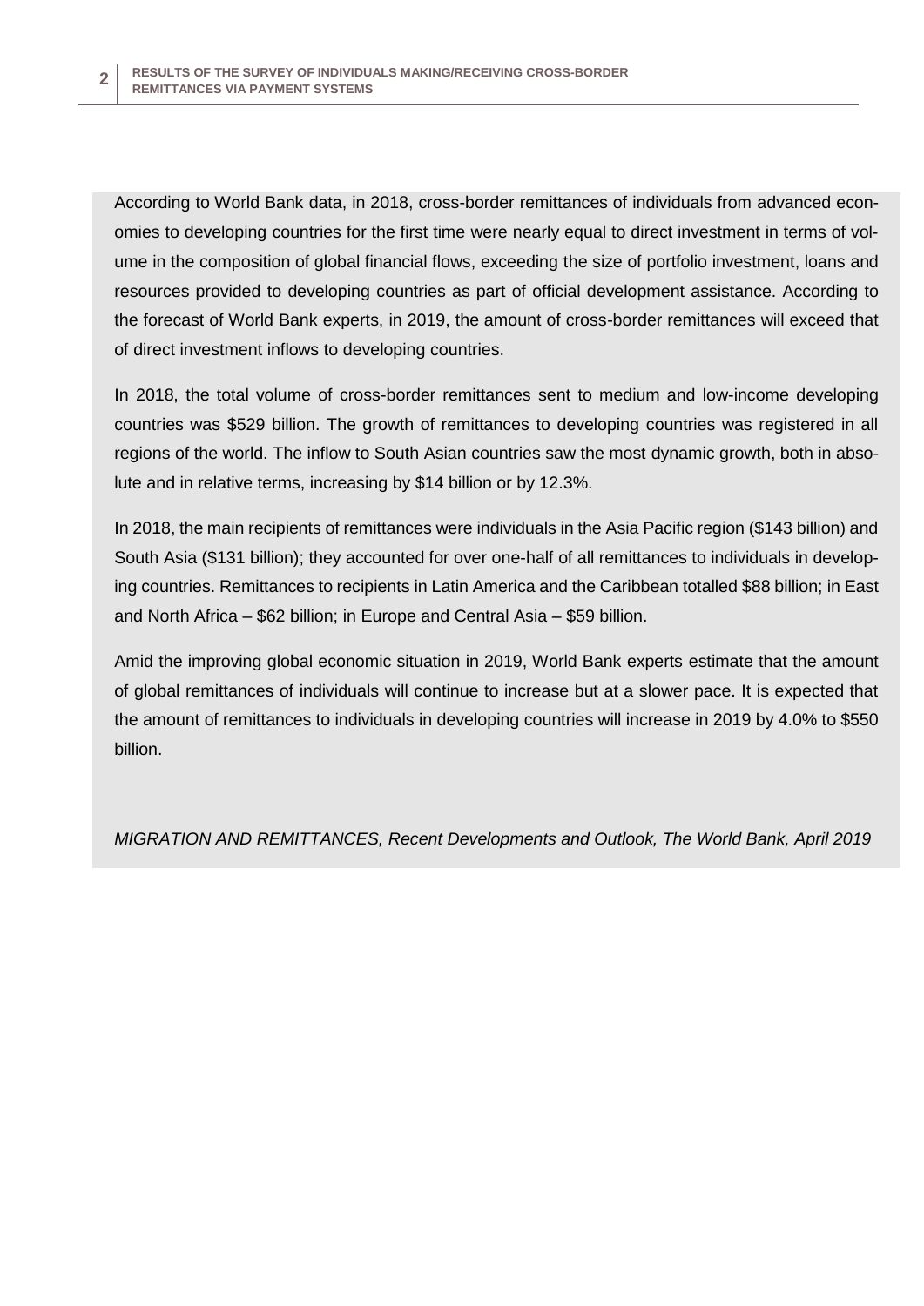According to World Bank data, in 2018, cross-border remittances of individuals from advanced economies to developing countries for the first time were nearly equal to direct investment in terms of volume in the composition of global financial flows, exceeding the size of portfolio investment, loans and resources provided to developing countries as part of official development assistance. According to the forecast of World Bank experts, in 2019, the amount of cross-border remittances will exceed that of direct investment inflows to developing countries.

In 2018, the total volume of cross-border remittances sent to medium and low-income developing countries was \$529 billion. The growth of remittances to developing countries was registered in all regions of the world. The inflow to South Asian countries saw the most dynamic growth, both in absolute and in relative terms, increasing by \$14 billion or by 12.3%.

In 2018, the main recipients of remittances were individuals in the Asia Pacific region (\$143 billion) and South Asia (\$131 billion); they accounted for over one-half of all remittances to individuals in developing countries. Remittances to recipients in Latin America and the Caribbean totalled \$88 billion; in East and North Africa – \$62 billion; in Europe and Central Asia – \$59 billion.

Amid the improving global economic situation in 2019, World Bank experts estimate that the amount of global remittances of individuals will continue to increase but at a slower pace. It is expected that the amount of remittances to individuals in developing countries will increase in 2019 by 4.0% to \$550 billion.

*MIGRATION AND REMITTANCES, Recent Developments and Outlook, The World Bank, April 2019*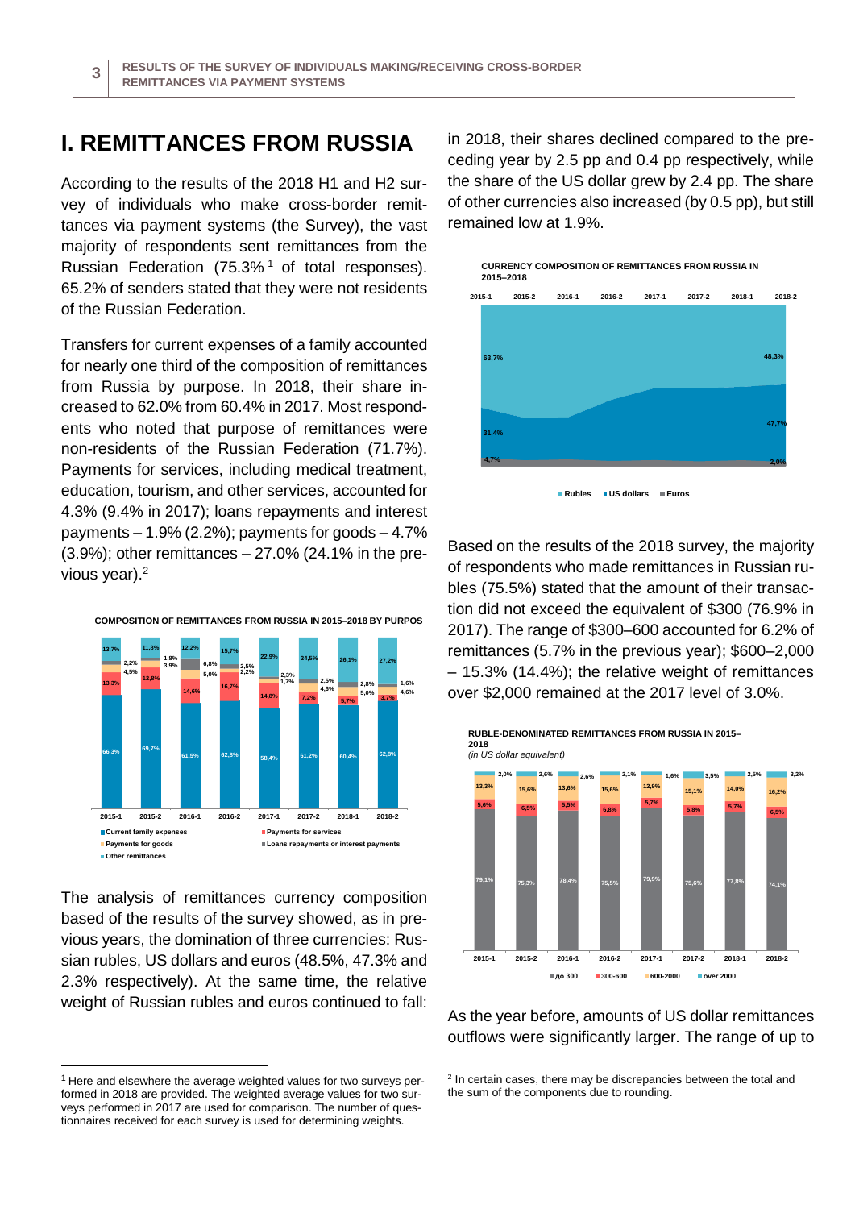# I. REMITTANCES FROM RUSSIA

According to the results of the 2018 H1 and H2 survey of individuals who make cross-border remittances via payment systems (the Survey), the vast majority of respondents sent remittances from the Russian Federation (75.3%[1] of total responses). 65.2% of senders stated that they were not residents of the Russian Federation.

Transfers for current expenses of a family accounted for nearly one third of the composition of remittances from Russia by purpose. In 2018, their share increased to 62.0% from 60.4% in 2017. Most respondents who noted that purpose of remittances were non-residents of the Russian Federation (71.7%). Payments for services, including medical treatment, education, tourism, and other services, accounted for 4.3% (9.4% in 2017); loans repayments and interest payments – 1.9% (2.2%); payments for goods – 4.7% (3.9%); other remittances – 27.0% (24.1% in the previous year).[2]

**COMPOSITION OF REMITTANCES FROM RUSSIA IN 2015–2018 BY PURPOS**

| | 2015-1 | 2015-2 | 2016-1 | 2016-2 | 2017-1 | 2017-2 | 2018-1 | 2018-2 |
|---|---|---|---|---|---|---|---|---|
| Current family expenses | 66,3% | 69,7% | 61,5% | 62,8% | 58,4% | 61,2% | 60,4% | 62,8% |
| Payments for services | 13,3% | 12,8% | 14,6% | 16,7% | 14,8% | 7,2% | 5,7% | 3,7% |
| Payments for goods | 4,5% | 3,9% | 5,0% | 2,2% | 1,7% | 4,6% | 5,0% | 4,6% |
| Loans repayments or interest payments | 2,2% | 1,8% | 6,8% | 2,5% | 2,3% | 2,5% | 2,8% | 1,6% |
| Other remittances | 13,7% | 11,8% | 12,2% | 15,7% | 22,9% | 24,5% | 26,1% | 27,2% |

The analysis of remittances currency composition based of the results of the survey showed, as in previous years, the domination of three currencies: Russian rubles, US dollars and euros (48.5%, 47.3% and 2.3% respectively). At the same time, the relative weight of Russian rubles and euros continued to fall: in 2018, their shares declined compared to the preceding year by 2.5 pp and 0.4 pp respectively, while the share of the US dollar grew by 2.4 pp. The share of other currencies also increased (by 0.5 pp), but still remained low at 1.9%.

**CURRENCY COMPOSITION OF REMITTANCES FROM RUSSIA IN 2015–2018**

| | 2015-1 | 2018-2 |
|---|---|---|
| Rubles | 63,7% | 48,3% |
| US dollars | 31,4% | 47,7% |
| Euros | 4,7% | 2,0% |

Based on the results of the 2018 survey, the majority of respondents who made remittances in Russian rubles (75.5%) stated that the amount of their transaction did not exceed the equivalent of $300 (76.9% in 2017). The range of $300–600 accounted for 6.2% of remittances (5.7% in the previous year); $600–2,000 – 15.3% (14.4%); the relative weight of remittances over $2,000 remained at the 2017 level of 3.0%.

**RUBLE-DENOMINATED REMITTANCES FROM RUSSIA IN 2015–2018**
*(in US dollar equivalent)*

| | 2015-1 | 2015-2 | 2016-1 | 2016-2 | 2017-1 | 2017-2 | 2018-1 | 2018-2 |
|---|---|---|---|---|---|---|---|---|
| до 300 | 79,1% | 75,3% | 78,4% | 75,5% | 79,9% | 75,6% | 77,8% | 74,1% |
| 300-600 | 5,6% | 6,5% | 5,5% | 6,8% | 5,7% | 5,8% | 5,7% | 6,5% |
| 600-2000 | 13,3% | 15,6% | 13,6% | 15,6% | 12,9% | 15,1% | 14,0% | 16,2% |
| over 2000 | 2,0% | 2,6% | 2,6% | 2,1% | 1,6% | 3,5% | 2,5% | 3,2% |

As the year before, amounts of US dollar remittances outflows were significantly larger. The range of up to

---

[1] Here and elsewhere the average weighted values for two surveys performed in 2018 are provided. The weighted average values for two surveys performed in 2017 are used for comparison. The number of questionnaires received for each survey is used for determining weights.

[2] In certain cases, there may be discrepancies between the total and the sum of the components due to rounding.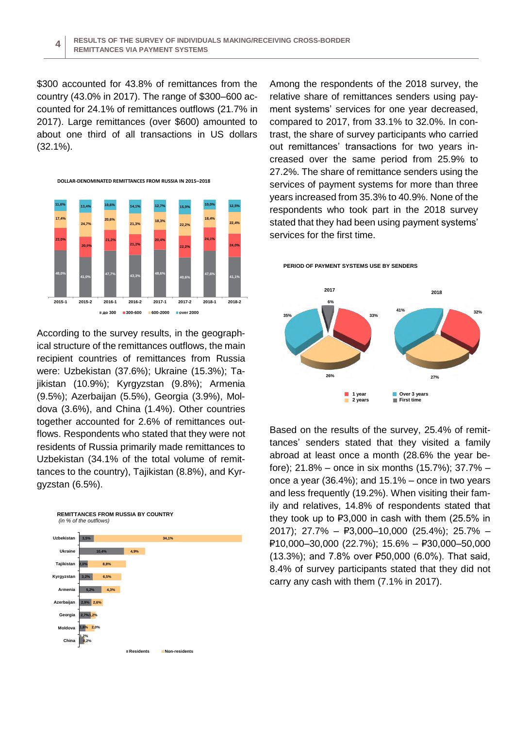$300 accounted for 43.8% of remittances from the country (43.0% in 2017). The range of $300–600 accounted for 24.1% of remittances outflows (21.7% in 2017). Large remittances (over $600) amounted to about one third of all transactions in US dollars (32.1%).

**DOLLAR-DENOMINATED REMITTANCES FROM RUSSIA IN 2015–2018**

| | 2015-1 | 2015-2 | 2016-1 | 2016-2 | 2017-1 | 2017-2 | 2018-1 | 2018-2 |
|---|---|---|---|---|---|---|---|---|
| до 300 | 48,0% | 41,0% | 47,7% | 43,3% | 48,6% | 40,6% | 47,6% | 41,1% |
| 300-600 | 23,0% | 20,9% | 21,2% | 21,3% | 20,4% | 22,2% | 24,1% | 24,0% |
| 600-2000 | 17,4% | 24,7% | 20,6% | 21,3% | 18,3% | 22,2% | 18,4% | 22,4% |
| over 2000 | 11,6% | 13,4% | 10,6% | 14,1% | 12,7% | 15,0% | 10,0% | 12,5% |

According to the survey results, in the geographical structure of the remittances outflows, the main recipient countries of remittances from Russia were: Uzbekistan (37.6%); Ukraine (15.3%); Tajikistan (10.9%); Kyrgyzstan (9.8%); Armenia (9.5%); Azerbaijan (5.5%), Georgia (3.9%), Moldova (3.6%), and China (1.4%). Other countries together accounted for 2.6% of remittances outflows. Respondents who stated that they were not residents of Russia primarily made remittances to Uzbekistan (34.1% of the total volume of remittances to the country), Tajikistan (8.8%), and Kyrgyzstan (6.5%).

**REMITTANCES FROM RUSSIA BY COUNTRY**
*(in % of the outflows)*

| Country | Residents | Non-residents |
|---|---|---|
| Uzbekistan | 3,5% | 34,1% |
| Ukraine | 10,4% | 4,9% |
| Tajikistan | 2,0% | 8,8% |
| Kyrgyzstan | 3,2% | 6,5% |
| Armenia | 5,2% | 4,3% |
| Azerbaijan | 2,9% | 2,6% |
| Georgia | 2,7% | 1,2% |
| Moldova | 1,6% | 2,0% |
| China | 1,2% | 0,2% |

Among the respondents of the 2018 survey, the relative share of remittances senders using payment systems' services for one year decreased, compared to 2017, from 33.1% to 32.0%. In contrast, the share of survey participants who carried out remittances' transactions for two years increased over the same period from 25.9% to 27.2%. The share of remittance senders using the services of payment systems for more than three years increased from 35.3% to 40.9%. None of the respondents who took part in the 2018 survey stated that they had been using payment systems' services for the first time.

**PERIOD OF PAYMENT SYSTEMS USE BY SENDERS**

| | 2017 | 2018 |
|---|---|---|
| 1 year | 33% | 32% |
| 2 years | 26% | 27% |
| Over 3 years | 35% | 41% |
| First time | 6% | |

Based on the results of the survey, 25.4% of remittances' senders stated that they visited a family abroad at least once a month (28.6% the year before); 21.8% – once in six months (15.7%); 37.7% – once a year (36.4%); and 15.1% – once in two years and less frequently (19.2%). When visiting their family and relatives, 14.8% of respondents stated that they took up to ₽3,000 in cash with them (25.5% in 2017); 27.7% – ₽3,000–10,000 (25.4%); 25.7% – ₽10,000–30,000 (22.7%); 15.6% – ₽30,000–50,000 (13.3%); and 7.8% over ₽50,000 (6.0%). That said, 8.4% of survey participants stated that they did not carry any cash with them (7.1% in 2017).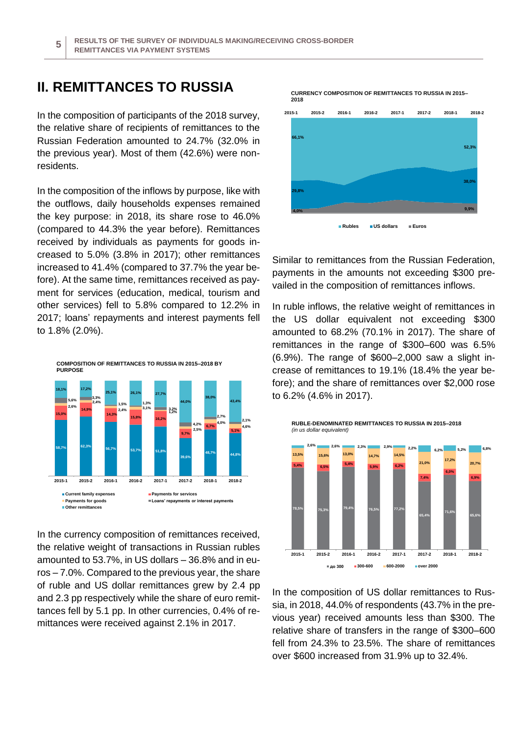## II. REMITTANCES TO RUSSIA

In the composition of participants of the 2018 survey, the relative share of recipients of remittances to the Russian Federation amounted to 24.7% (32.0% in the previous year). Most of them (42.6%) were non-residents.

In the composition of the inflows by purpose, like with the outflows, daily households expenses remained the key purpose: in 2018, its share rose to 46.0% (compared to 44.3% the year before). Remittances received by individuals as payments for goods increased to 5.0% (3.8% in 2017); other remittances increased to 41.4% (compared to 37.7% the year before). At the same time, remittances received as payment for services (education, medical, tourism and other services) fell to 5.8% compared to 12.2% in 2017; loans' repayments and interest payments fell to 1.8% (2.0%).

**COMPOSITION OF REMITTANCES TO RUSSIA IN 2015–2018 BY PURPOSE**

| | 2015-1 | 2015-2 | 2016-1 | 2016-2 | 2017-1 | 2017-2 | 2018-1 | 2018-2 |
|---|---|---|---|---|---|---|---|---|
| Current family expenses | 58,7% | 62,3% | 56,7% | 53,7% | 51,8% | 39,6% | 48,7% | 44,8% |
| Payments for services | 15,0% | 14,9% | 14,3% | 15,8% | 16,2% | 9,7% | 6,7% | 5,1% |
| Payments for goods | 2,6% | 2,4% | 2,4% | 3,1% | 1,2% | 2,5% | 4,0% | 4,6% |
| Loans' repayments or interest payments | 5,6% | 3,3% | 1,5% | 1,3% | 3,2% | 4,2% | 2,7% | 2,1% |
| Other remittances | 18,1% | 17,2% | 25,1% | 26,1% | 27,7% | 44,0% | 38,0% | 43,4% |

In the currency composition of remittances received, the relative weight of transactions in Russian rubles amounted to 53.7%, in US dollars – 36.8% and in euros – 7.0%. Compared to the previous year, the share of ruble and US dollar remittances grew by 2.4 pp and 2.3 pp respectively while the share of euro remittances fell by 5.1 pp. In other currencies, 0.4% of remittances were received against 2.1% in 2017.

**CURRENCY COMPOSITION OF REMITTANCES TO RUSSIA IN 2015–2018**

| | 2015-1 | 2018-2 |
|---|---|---|
| Rubles | 66,1% | 52,3% |
| US dollars | 29,8% | 38,0% |
| Euros | 4,0% | 9,9% |

Similar to remittances from the Russian Federation, payments in the amounts not exceeding $300 prevailed in the composition of remittances inflows.

In ruble inflows, the relative weight of remittances in the US dollar equivalent not exceeding $300 amounted to 68.2% (70.1% in 2017). The share of remittances in the range of $300–600 was 6.5% (6.9%). The range of $600–2,000 saw a slight increase of remittances to 19.1% (18.4% the year before); and the share of remittances over $2,000 rose to 6.2% (4.6% in 2017).

**RUBLE-DENOMINATED REMITTANCES TO RUSSIA IN 2015–2018**
*(in us dollar equivalent)*

| | 2015-1 | 2015-2 | 2016-1 | 2016-2 | 2017-1 | 2017-2 | 2018-1 | 2018-2 |
|---|---|---|---|---|---|---|---|---|
| до 300 | 78,5% | 75,3% | 79,4% | 76,5% | 77,2% | 65,4% | 71,6% | 65,6% |
| 300-600 | 5,4% | 6,5% | 5,4% | 5,9% | 6,2% | 7,4% | 6,0% | 6,9% |
| 600-2000 | 13,5% | 15,6% | 13,0% | 14,7% | 14,5% | 21,0% | 17,2% | 20,7% |
| over 2000 | 2,6% | 2,6% | 2,3% | 2,9% | 2,2% | 6,2% | 5,2% | 6,8% |

In the composition of US dollar remittances to Russia, in 2018, 44.0% of respondents (43.7% in the previous year) received amounts less than $300. The relative share of transfers in the range of $300–600 fell from 24.3% to 23.5%. The share of remittances over $600 increased from 31.9% up to 32.4%.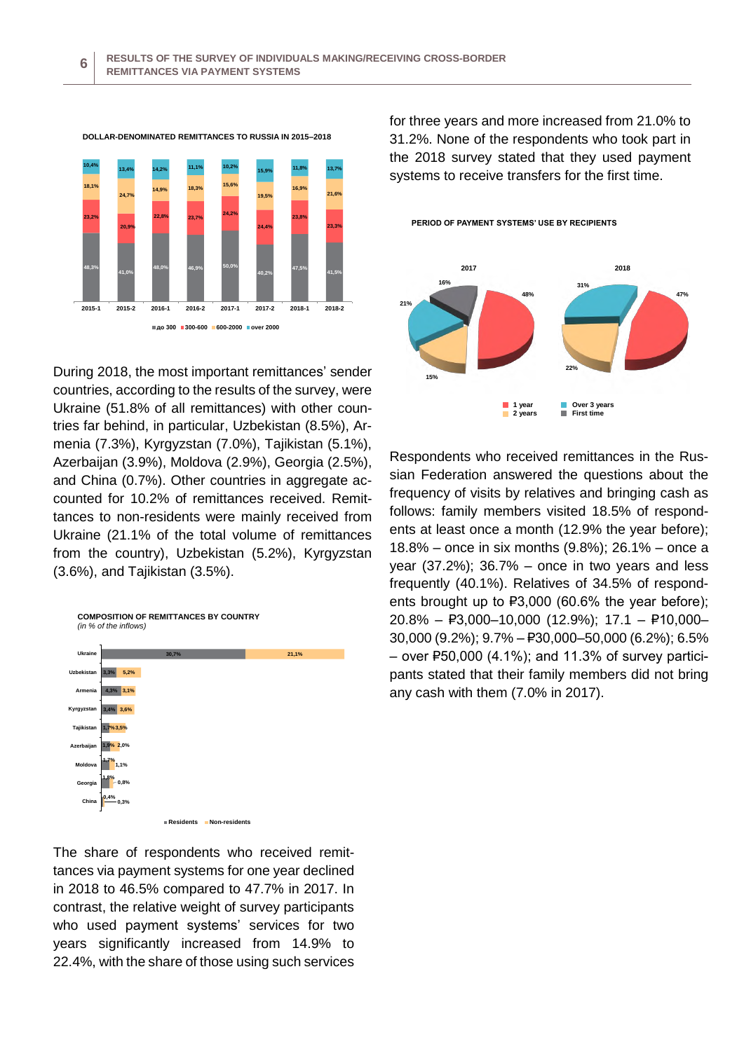**DOLLAR-DENOMINATED REMITTANCES TO RUSSIA IN 2015–2018**

| | 2015-1 | 2015-2 | 2016-1 | 2016-2 | 2017-1 | 2017-2 | 2018-1 | 2018-2 |
|---|---|---|---|---|---|---|---|---|
| до 300 | 48,3% | 41,0% | 48,0% | 46,9% | 50,0% | 40,2% | 47,5% | 41,5% |
| 300-600 | 23,2% | 20,9% | 22,8% | 23,7% | 24,2% | 24,4% | 23,8% | 23,3% |
| 600-2000 | 18,1% | 24,7% | 14,9% | 18,3% | 15,6% | 19,5% | 16,9% | 21,6% |
| over 2000 | 10,4% | 13,4% | 14,2% | 11,1% | 10,2% | 15,9% | 11,8% | 13,7% |

During 2018, the most important remittances' sender countries, according to the results of the survey, were Ukraine (51.8% of all remittances) with other countries far behind, in particular, Uzbekistan (8.5%), Armenia (7.3%), Kyrgyzstan (7.0%), Tajikistan (5.1%), Azerbaijan (3.9%), Moldova (2.9%), Georgia (2.5%), and China (0.7%). Other countries in aggregate accounted for 10.2% of remittances received. Remittances to non-residents were mainly received from Ukraine (21.1% of the total volume of remittances from the country), Uzbekistan (5.2%), Kyrgyzstan (3.6%), and Tajikistan (3.5%).

**COMPOSITION OF REMITTANCES BY COUNTRY**
*(in % of the inflows)*

| Country | Residents | Non-residents |
|---|---|---|
| Ukraine | 30,7% | 21,1% |
| Uzbekistan | 3,3% | 5,2% |
| Armenia | 4,3% | 3,1% |
| Kyrgyzstan | 3,4% | 3,6% |
| Tajikistan | 1,7% | 3,5% |
| Azerbaijan | 1,9% | 2,0% |
| Moldova | 1,7% | 1,1% |
| Georgia | 1,8% | 0,8% |
| China | 0,4% | 0,3% |

The share of respondents who received remittances via payment systems for one year declined in 2018 to 46.5% compared to 47.7% in 2017. In contrast, the relative weight of survey participants who used payment systems' services for two years significantly increased from 14.9% to 22.4%, with the share of those using such services for three years and more increased from 21.0% to 31.2%. None of the respondents who took part in the 2018 survey stated that they used payment systems to receive transfers for the first time.

**PERIOD OF PAYMENT SYSTEMS' USE BY RECIPIENTS**

| | 2017 | 2018 |
|---|---|---|
| 1 year | 48% | 47% |
| 2 years | 15% | 22% |
| Over 3 years | 21% | 31% |
| First time | 16% | |

Respondents who received remittances in the Russian Federation answered the questions about the frequency of visits by relatives and bringing cash as follows: family members visited 18.5% of respondents at least once a month (12.9% the year before); 18.8% – once in six months (9.8%); 26.1% – once a year (37.2%); 36.7% – once in two years and less frequently (40.1%). Relatives of 34.5% of respondents brought up to ₽3,000 (60.6% the year before); 20.8% – ₽3,000–10,000 (12.9%); 17.1 – ₽10,000–30,000 (9.2%); 9.7% – ₽30,000–50,000 (6.2%); 6.5% – over ₽50,000 (4.1%); and 11.3% of survey participants stated that their family members did not bring any cash with them (7.0% in 2017).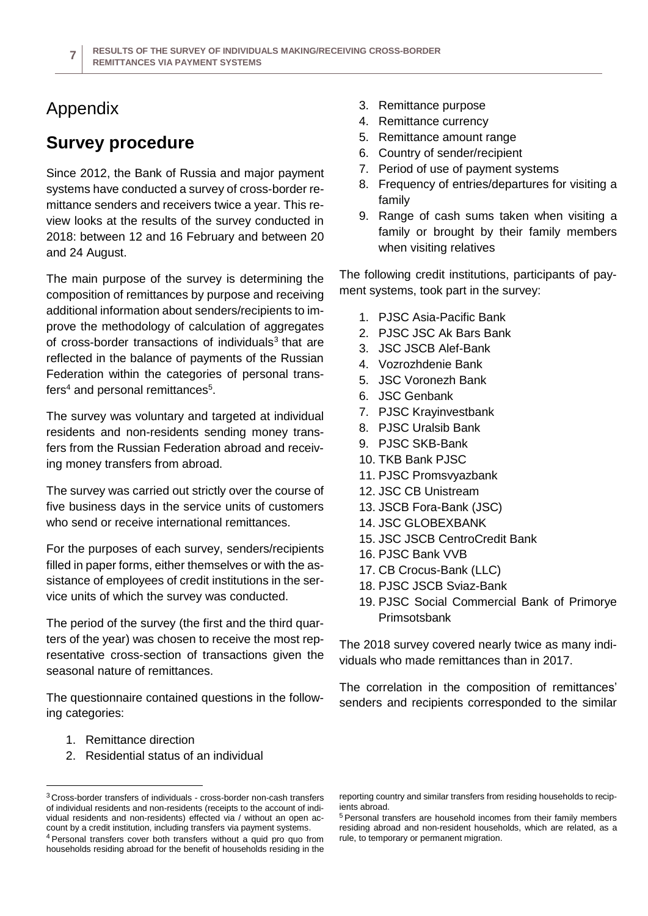# Appendix

## Survey procedure

Since 2012, the Bank of Russia and major payment systems have conducted a survey of cross-border remittance senders and receivers twice a year. This review looks at the results of the survey conducted in 2018: between 12 and 16 February and between 20 and 24 August.

The main purpose of the survey is determining the composition of remittances by purpose and receiving additional information about senders/recipients to improve the methodology of calculation of aggregates of cross-border transactions of individuals[3] that are reflected in the balance of payments of the Russian Federation within the categories of personal transfers[4] and personal remittances[5].

The survey was voluntary and targeted at individual residents and non-residents sending money transfers from the Russian Federation abroad and receiving money transfers from abroad.

The survey was carried out strictly over the course of five business days in the service units of customers who send or receive international remittances.

For the purposes of each survey, senders/recipients filled in paper forms, either themselves or with the assistance of employees of credit institutions in the service units of which the survey was conducted.

The period of the survey (the first and the third quarters of the year) was chosen to receive the most representative cross-section of transactions given the seasonal nature of remittances.

The questionnaire contained questions in the following categories:

1. Remittance direction
2. Residential status of an individual
3. Remittance purpose
4. Remittance currency
5. Remittance amount range
6. Country of sender/recipient
7. Period of use of payment systems
8. Frequency of entries/departures for visiting a family
9. Range of cash sums taken when visiting a family or brought by their family members when visiting relatives

The following credit institutions, participants of payment systems, took part in the survey:

1. PJSC Asia-Pacific Bank
2. PJSC JSC Ak Bars Bank
3. JSC JSCB Alef-Bank
4. Vozrozhdenie Bank
5. JSC Voronezh Bank
6. JSC Genbank
7. PJSC Krayinvestbank
8. PJSC Uralsib Bank
9. PJSC SKB-Bank
10. TKB Bank PJSC
11. PJSC Promsvyazbank
12. JSC CB Unistream
13. JSCB Fora-Bank (JSC)
14. JSC GLOBEXBANK
15. JSC JSCB CentroCredit Bank
16. PJSC Bank VVB
17. CB Crocus-Bank (LLC)
18. PJSC JSCB Sviaz-Bank
19. PJSC Social Commercial Bank of Primorye Primsotsbank

The 2018 survey covered nearly twice as many individuals who made remittances than in 2017.

The correlation in the composition of remittances' senders and recipients corresponded to the similar

---

[3] Cross-border transfers of individuals - cross-border non-cash transfers of individual residents and non-residents (receipts to the account of individual residents and non-residents) effected via / without an open account by a credit institution, including transfers via payment systems.

[4] Personal transfers cover both transfers without a quid pro quo from households residing abroad for the benefit of households residing in the reporting country and similar transfers from residing households to recipients abroad.

[5] Personal transfers are household incomes from their family members residing abroad and non-resident households, which are related, as a rule, to temporary or permanent migration.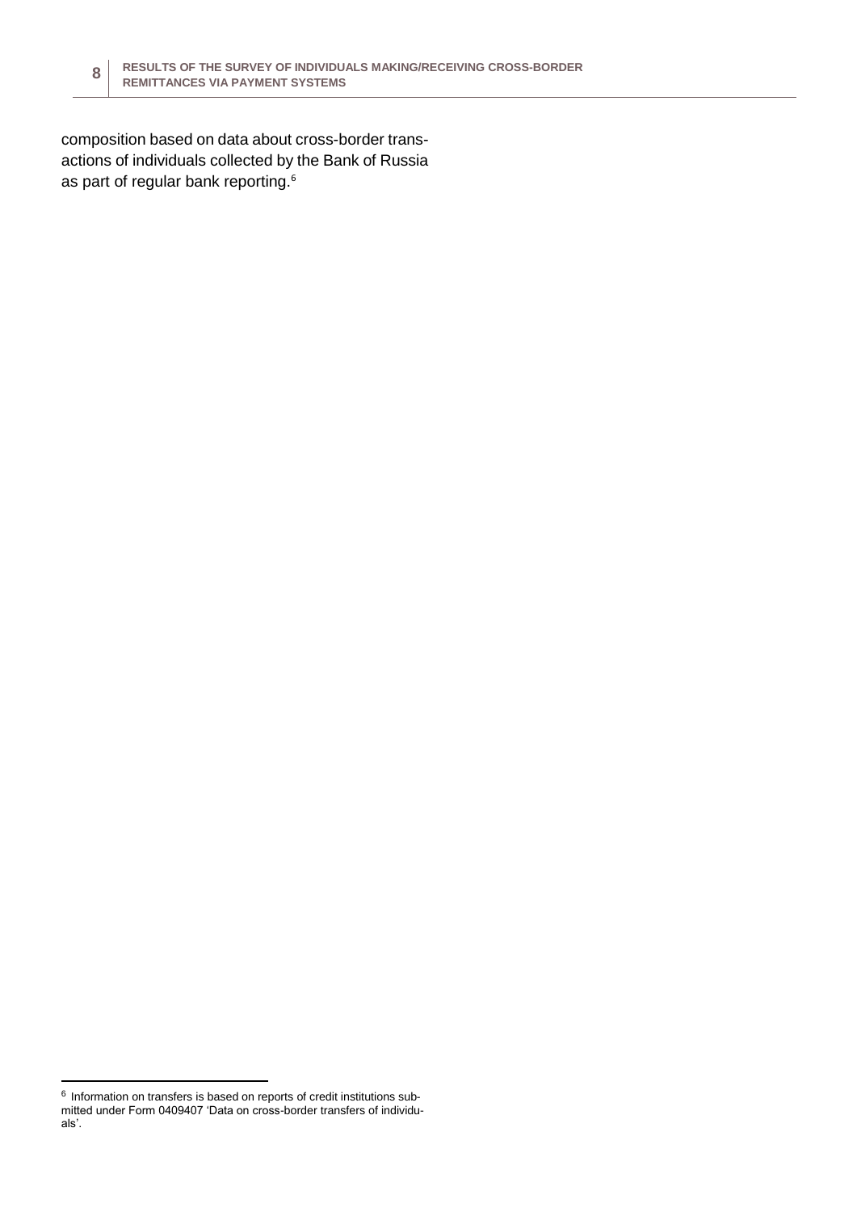composition based on data about cross-border transactions of individuals collected by the Bank of Russia as part of regular bank reporting.[6]

[6] Information on transfers is based on reports of credit institutions submitted under Form 0409407 'Data on cross-border transfers of individuals'.